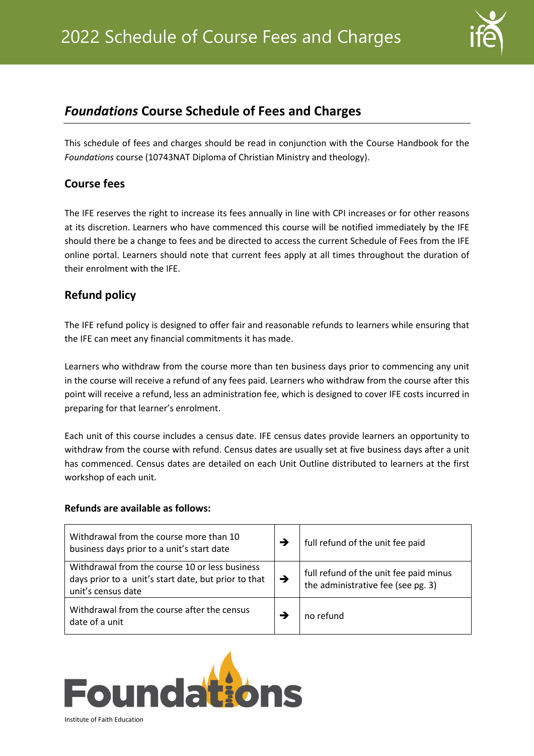# 2022 Schedule of Course Fees and Charges

## *Foundations* Course Schedule of Fees and Charges

This schedule of fees and charges should be read in conjunction with the Course Handbook for the *Foundations* course (10743NAT Diploma of Christian Ministry and theology).

### Course fees

The IFE reserves the right to increase its fees annually in line with CPI increases or for other reasons at its discretion. Learners who have commenced this course will be notified immediately by the IFE should there be a change to fees and be directed to access the current Schedule of Fees from the IFE online portal. Learners should note that current fees apply at all times throughout the duration of their enrolment with the IFE.

### Refund policy

The IFE refund policy is designed to offer fair and reasonable refunds to learners while ensuring that the IFE can meet any financial commitments it has made.

Learners who withdraw from the course more than ten business days prior to commencing any unit in the course will receive a refund of any fees paid. Learners who withdraw from the course after this point will receive a refund, less an administration fee, which is designed to cover IFE costs incurred in preparing for that learner's enrolment.

Each unit of this course includes a census date. IFE census dates provide learners an opportunity to withdraw from the course with refund. Census dates are usually set at five business days after a unit has commenced. Census dates are detailed on each Unit Outline distributed to learners at the first workshop of each unit.

**Refunds are available as follows:**

| | | |
|---|---|---|
| Withdrawal from the course more than 10 business days prior to a unit's start date | → | full refund of the unit fee paid |
| Withdrawal from the course 10 or less business days prior to a unit's start date, but prior to that unit's census date | → | full refund of the unit fee paid minus the administrative fee (see pg. 3) |
| Withdrawal from the course after the census date of a unit | → | no refund |

Foundations

Institute of Faith Education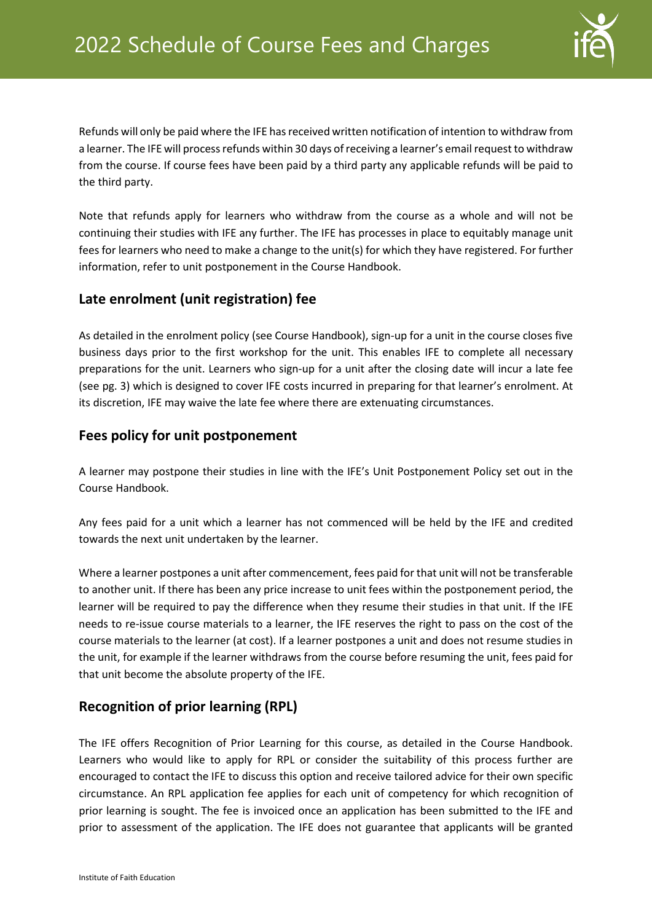Refunds will only be paid where the IFE has received written notification of intention to withdraw from a learner. The IFE will process refunds within 30 days of receiving a learner's email request to withdraw from the course. If course fees have been paid by a third party any applicable refunds will be paid to the third party.

Note that refunds apply for learners who withdraw from the course as a whole and will not be continuing their studies with IFE any further. The IFE has processes in place to equitably manage unit fees for learners who need to make a change to the unit(s) for which they have registered. For further information, refer to unit postponement in the Course Handbook.

## Late enrolment (unit registration) fee

As detailed in the enrolment policy (see Course Handbook), sign-up for a unit in the course closes five business days prior to the first workshop for the unit. This enables IFE to complete all necessary preparations for the unit. Learners who sign-up for a unit after the closing date will incur a late fee (see pg. 3) which is designed to cover IFE costs incurred in preparing for that learner's enrolment. At its discretion, IFE may waive the late fee where there are extenuating circumstances.

## Fees policy for unit postponement

A learner may postpone their studies in line with the IFE's Unit Postponement Policy set out in the Course Handbook.

Any fees paid for a unit which a learner has not commenced will be held by the IFE and credited towards the next unit undertaken by the learner.

Where a learner postpones a unit after commencement, fees paid for that unit will not be transferable to another unit. If there has been any price increase to unit fees within the postponement period, the learner will be required to pay the difference when they resume their studies in that unit. If the IFE needs to re-issue course materials to a learner, the IFE reserves the right to pass on the cost of the course materials to the learner (at cost). If a learner postpones a unit and does not resume studies in the unit, for example if the learner withdraws from the course before resuming the unit, fees paid for that unit become the absolute property of the IFE.

## Recognition of prior learning (RPL)

The IFE offers Recognition of Prior Learning for this course, as detailed in the Course Handbook. Learners who would like to apply for RPL or consider the suitability of this process further are encouraged to contact the IFE to discuss this option and receive tailored advice for their own specific circumstance. An RPL application fee applies for each unit of competency for which recognition of prior learning is sought. The fee is invoiced once an application has been submitted to the IFE and prior to assessment of the application. The IFE does not guarantee that applicants will be granted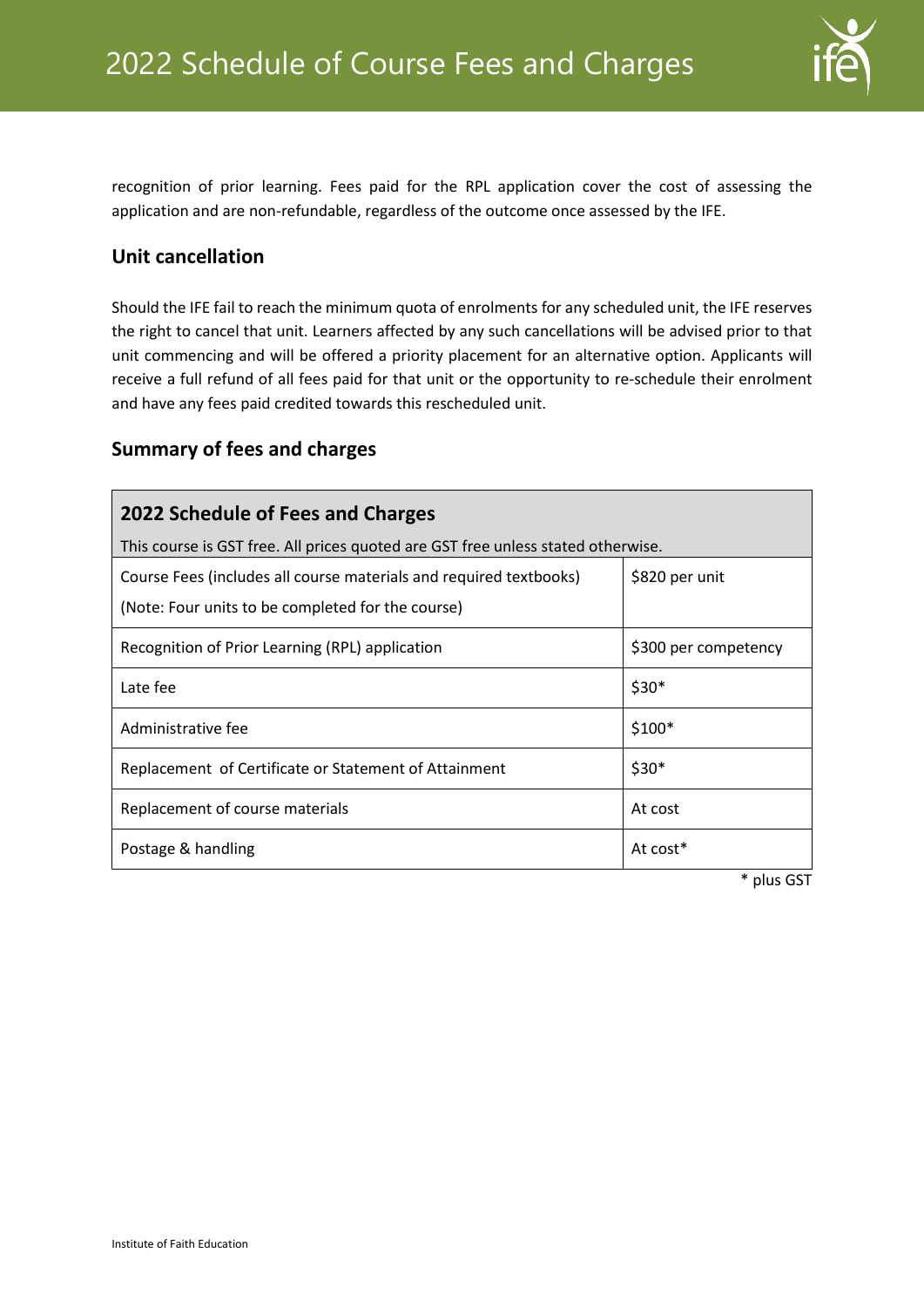recognition of prior learning. Fees paid for the RPL application cover the cost of assessing the application and are non-refundable, regardless of the outcome once assessed by the IFE.

## Unit cancellation

Should the IFE fail to reach the minimum quota of enrolments for any scheduled unit, the IFE reserves the right to cancel that unit. Learners affected by any such cancellations will be advised prior to that unit commencing and will be offered a priority placement for an alternative option. Applicants will receive a full refund of all fees paid for that unit or the opportunity to re-schedule their enrolment and have any fees paid credited towards this rescheduled unit.

## Summary of fees and charges

| **2022 Schedule of Fees and Charges**<br>This course is GST free. All prices quoted are GST free unless stated otherwise. | |
|---|---|
| Course Fees (includes all course materials and required textbooks)<br>(Note: Four units to be completed for the course) | $820 per unit |
| Recognition of Prior Learning (RPL) application | $300 per competency |
| Late fee | $30* |
| Administrative fee | $100* |
| Replacement of Certificate or Statement of Attainment | $30* |
| Replacement of course materials | At cost |
| Postage & handling | At cost* |

\* plus GST